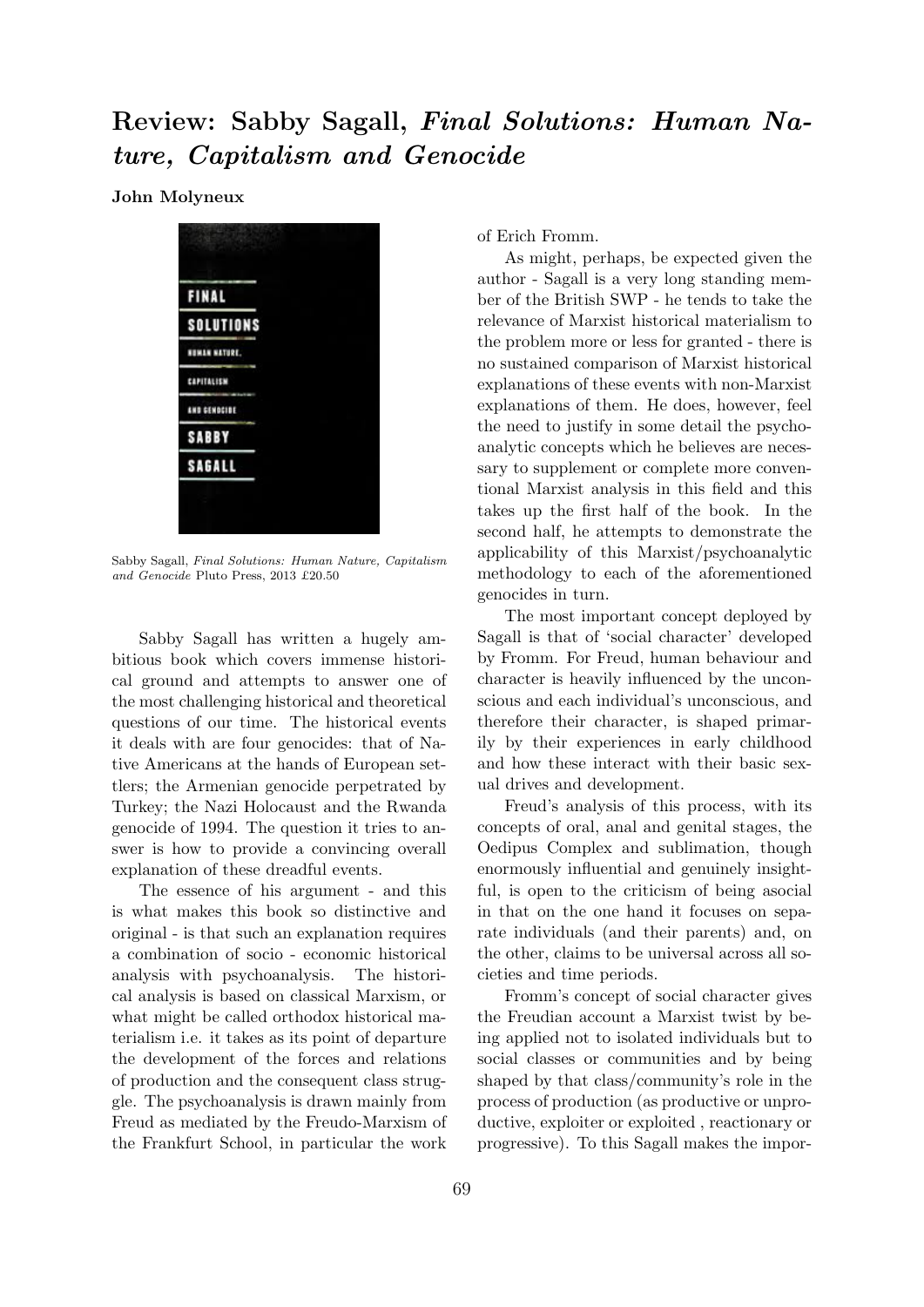# Review: Sabby Sagall, *Final Solutions: Human Nature, Capitalism and Genocide*

**John Molyneux**

Sabby Sagall, *Final Solutions: Human Nature, Capitalism and Genocide* Pluto Press, 2013 £20.50

Sabby Sagall has written a hugely ambitious book which covers immense historical ground and attempts to answer one of the most challenging historical and theoretical questions of our time. The historical events it deals with are four genocides: that of Native Americans at the hands of European settlers; the Armenian genocide perpetrated by Turkey; the Nazi Holocaust and the Rwanda genocide of 1994. The question it tries to answer is how to provide a convincing overall explanation of these dreadful events.

The essence of his argument - and this is what makes this book so distinctive and original - is that such an explanation requires a combination of socio - economic historical analysis with psychoanalysis. The historical analysis is based on classical Marxism, or what might be called orthodox historical materialism i.e. it takes as its point of departure the development of the forces and relations of production and the consequent class struggle. The psychoanalysis is drawn mainly from Freud as mediated by the Freudo-Marxism of the Frankfurt School, in particular the work of Erich Fromm.

As might, perhaps, be expected given the author - Sagall is a very long standing member of the British SWP - he tends to take the relevance of Marxist historical materialism to the problem more or less for granted - there is no sustained comparison of Marxist historical explanations of these events with non-Marxist explanations of them. He does, however, feel the need to justify in some detail the psychoanalytic concepts which he believes are necessary to supplement or complete more conventional Marxist analysis in this field and this takes up the first half of the book. In the second half, he attempts to demonstrate the applicability of this Marxist/psychoanalytic methodology to each of the aforementioned genocides in turn.

The most important concept deployed by Sagall is that of 'social character' developed by Fromm. For Freud, human behaviour and character is heavily influenced by the unconscious and each individual's unconscious, and therefore their character, is shaped primarily by their experiences in early childhood and how these interact with their basic sexual drives and development.

Freud's analysis of this process, with its concepts of oral, anal and genital stages, the Oedipus Complex and sublimation, though enormously influential and genuinely insightful, is open to the criticism of being asocial in that on the one hand it focuses on separate individuals (and their parents) and, on the other, claims to be universal across all societies and time periods.

Fromm's concept of social character gives the Freudian account a Marxist twist by being applied not to isolated individuals but to social classes or communities and by being shaped by that class/community's role in the process of production (as productive or unproductive, exploiter or exploited , reactionary or progressive). To this Sagall makes the impor-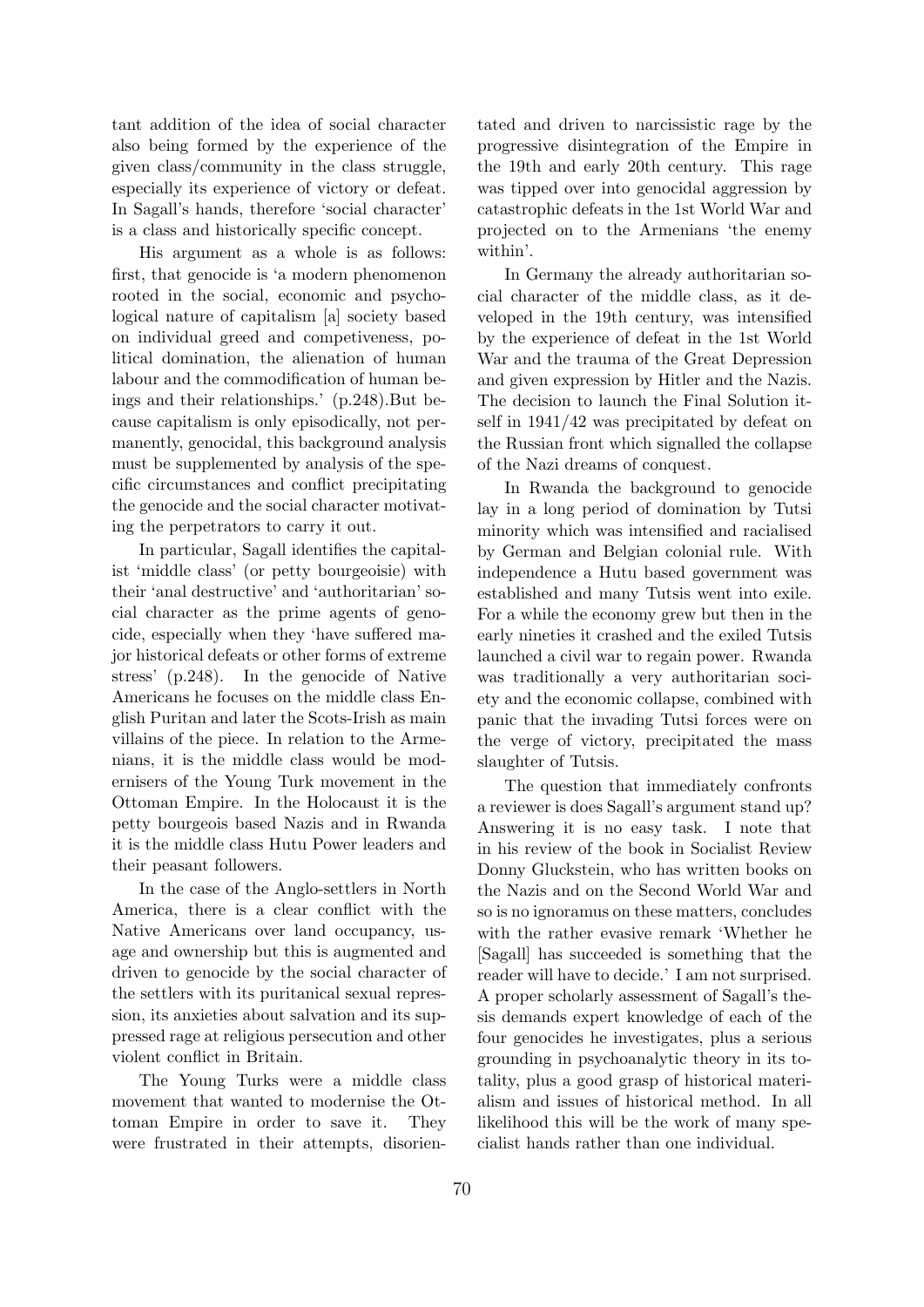tant addition of the idea of social character also being formed by the experience of the given class/community in the class struggle, especially its experience of victory or defeat. In Sagall's hands, therefore 'social character' is a class and historically specific concept.

His argument as a whole is as follows: first, that genocide is 'a modern phenomenon rooted in the social, economic and psychological nature of capitalism [a] society based on individual greed and competiveness, political domination, the alienation of human labour and the commodification of human beings and their relationships.' (p.248).But because capitalism is only episodically, not permanently, genocidal, this background analysis must be supplemented by analysis of the specific circumstances and conflict precipitating the genocide and the social character motivating the perpetrators to carry it out.

In particular, Sagall identifies the capitalist 'middle class' (or petty bourgeoisie) with their 'anal destructive' and 'authoritarian' social character as the prime agents of genocide, especially when they 'have suffered major historical defeats or other forms of extreme stress' (p.248). In the genocide of Native Americans he focuses on the middle class English Puritan and later the Scots-Irish as main villains of the piece. In relation to the Armenians, it is the middle class would be modernisers of the Young Turk movement in the Ottoman Empire. In the Holocaust it is the petty bourgeois based Nazis and in Rwanda it is the middle class Hutu Power leaders and their peasant followers.

In the case of the Anglo-settlers in North America, there is a clear conflict with the Native Americans over land occupancy, usage and ownership but this is augmented and driven to genocide by the social character of the settlers with its puritanical sexual repression, its anxieties about salvation and its suppressed rage at religious persecution and other violent conflict in Britain.

The Young Turks were a middle class movement that wanted to modernise the Ottoman Empire in order to save it. They were frustrated in their attempts, disorientated and driven to narcissistic rage by the progressive disintegration of the Empire in the 19th and early 20th century. This rage was tipped over into genocidal aggression by catastrophic defeats in the 1st World War and projected on to the Armenians 'the enemy within'.

In Germany the already authoritarian social character of the middle class, as it developed in the 19th century, was intensified by the experience of defeat in the 1st World War and the trauma of the Great Depression and given expression by Hitler and the Nazis. The decision to launch the Final Solution itself in 1941/42 was precipitated by defeat on the Russian front which signalled the collapse of the Nazi dreams of conquest.

In Rwanda the background to genocide lay in a long period of domination by Tutsi minority which was intensified and racialised by German and Belgian colonial rule. With independence a Hutu based government was established and many Tutsis went into exile. For a while the economy grew but then in the early nineties it crashed and the exiled Tutsis launched a civil war to regain power. Rwanda was traditionally a very authoritarian society and the economic collapse, combined with panic that the invading Tutsi forces were on the verge of victory, precipitated the mass slaughter of Tutsis.

The question that immediately confronts a reviewer is does Sagall's argument stand up? Answering it is no easy task. I note that in his review of the book in Socialist Review Donny Gluckstein, who has written books on the Nazis and on the Second World War and so is no ignoramus on these matters, concludes with the rather evasive remark 'Whether he [Sagall] has succeeded is something that the reader will have to decide.' I am not surprised. A proper scholarly assessment of Sagall's thesis demands expert knowledge of each of the four genocides he investigates, plus a serious grounding in psychoanalytic theory in its totality, plus a good grasp of historical materialism and issues of historical method. In all likelihood this will be the work of many specialist hands rather than one individual.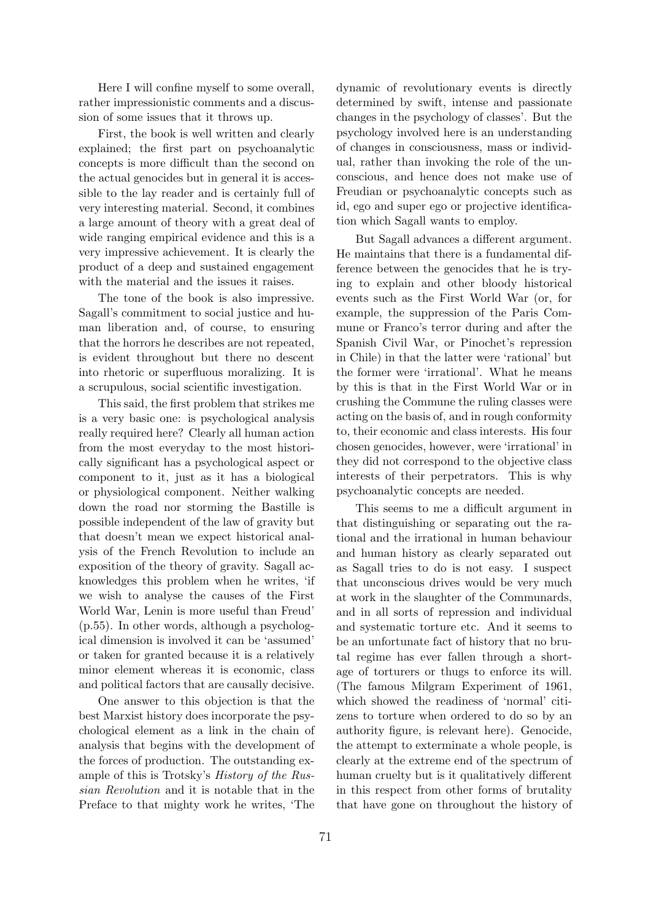Here I will confine myself to some overall, rather impressionistic comments and a discussion of some issues that it throws up.

First, the book is well written and clearly explained; the first part on psychoanalytic concepts is more difficult than the second on the actual genocides but in general it is accessible to the lay reader and is certainly full of very interesting material. Second, it combines a large amount of theory with a great deal of wide ranging empirical evidence and this is a very impressive achievement. It is clearly the product of a deep and sustained engagement with the material and the issues it raises.

The tone of the book is also impressive. Sagall's commitment to social justice and human liberation and, of course, to ensuring that the horrors he describes are not repeated, is evident throughout but there no descent into rhetoric or superfluous moralizing. It is a scrupulous, social scientific investigation.

This said, the first problem that strikes me is a very basic one: is psychological analysis really required here? Clearly all human action from the most everyday to the most historically significant has a psychological aspect or component to it, just as it has a biological or physiological component. Neither walking down the road nor storming the Bastille is possible independent of the law of gravity but that doesn't mean we expect historical analysis of the French Revolution to include an exposition of the theory of gravity. Sagall acknowledges this problem when he writes, 'if we wish to analyse the causes of the First World War, Lenin is more useful than Freud' (p.55). In other words, although a psychological dimension is involved it can be 'assumed' or taken for granted because it is a relatively minor element whereas it is economic, class and political factors that are causally decisive.

One answer to this objection is that the best Marxist history does incorporate the psychological element as a link in the chain of analysis that begins with the development of the forces of production. The outstanding example of this is Trotsky's *History of the Russian Revolution* and it is notable that in the Preface to that mighty work he writes, 'The dynamic of revolutionary events is directly determined by swift, intense and passionate changes in the psychology of classes'. But the psychology involved here is an understanding of changes in consciousness, mass or individual, rather than invoking the role of the unconscious, and hence does not make use of Freudian or psychoanalytic concepts such as id, ego and super ego or projective identification which Sagall wants to employ.

But Sagall advances a different argument. He maintains that there is a fundamental difference between the genocides that he is trying to explain and other bloody historical events such as the First World War (or, for example, the suppression of the Paris Commune or Franco's terror during and after the Spanish Civil War, or Pinochet's repression in Chile) in that the latter were 'rational' but the former were 'irrational'. What he means by this is that in the First World War or in crushing the Commune the ruling classes were acting on the basis of, and in rough conformity to, their economic and class interests. His four chosen genocides, however, were 'irrational' in they did not correspond to the objective class interests of their perpetrators. This is why psychoanalytic concepts are needed.

This seems to me a difficult argument in that distinguishing or separating out the rational and the irrational in human behaviour and human history as clearly separated out as Sagall tries to do is not easy. I suspect that unconscious drives would be very much at work in the slaughter of the Communards, and in all sorts of repression and individual and systematic torture etc. And it seems to be an unfortunate fact of history that no brutal regime has ever fallen through a shortage of torturers or thugs to enforce its will. (The famous Milgram Experiment of 1961, which showed the readiness of 'normal' citizens to torture when ordered to do so by an authority figure, is relevant here). Genocide, the attempt to exterminate a whole people, is clearly at the extreme end of the spectrum of human cruelty but is it qualitatively different in this respect from other forms of brutality that have gone on throughout the history of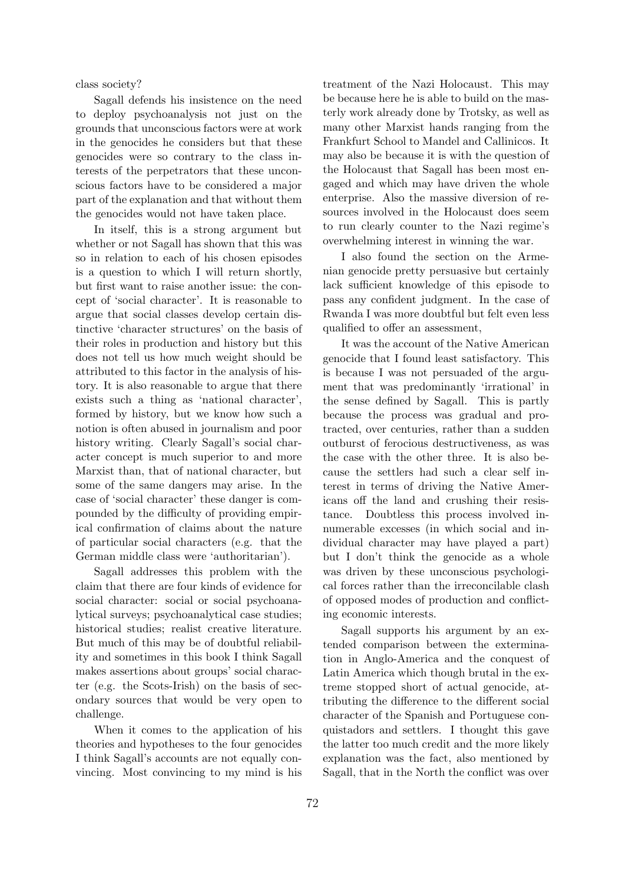class society?

Sagall defends his insistence on the need to deploy psychoanalysis not just on the grounds that unconscious factors were at work in the genocides he considers but that these genocides were so contrary to the class interests of the perpetrators that these unconscious factors have to be considered a major part of the explanation and that without them the genocides would not have taken place.

In itself, this is a strong argument but whether or not Sagall has shown that this was so in relation to each of his chosen episodes is a question to which I will return shortly, but first want to raise another issue: the concept of 'social character'. It is reasonable to argue that social classes develop certain distinctive 'character structures' on the basis of their roles in production and history but this does not tell us how much weight should be attributed to this factor in the analysis of history. It is also reasonable to argue that there exists such a thing as 'national character', formed by history, but we know how such a notion is often abused in journalism and poor history writing. Clearly Sagall's social character concept is much superior to and more Marxist than, that of national character, but some of the same dangers may arise. In the case of 'social character' these danger is compounded by the difficulty of providing empirical confirmation of claims about the nature of particular social characters (e.g. that the German middle class were 'authoritarian').

Sagall addresses this problem with the claim that there are four kinds of evidence for social character: social or social psychoanalytical surveys; psychoanalytical case studies; historical studies; realist creative literature. But much of this may be of doubtful reliability and sometimes in this book I think Sagall makes assertions about groups' social character (e.g. the Scots-Irish) on the basis of secondary sources that would be very open to challenge.

When it comes to the application of his theories and hypotheses to the four genocides I think Sagall's accounts are not equally convincing. Most convincing to my mind is his treatment of the Nazi Holocaust. This may be because here he is able to build on the masterly work already done by Trotsky, as well as many other Marxist hands ranging from the Frankfurt School to Mandel and Callinicos. It may also be because it is with the question of the Holocaust that Sagall has been most engaged and which may have driven the whole enterprise. Also the massive diversion of resources involved in the Holocaust does seem to run clearly counter to the Nazi regime's overwhelming interest in winning the war.

I also found the section on the Armenian genocide pretty persuasive but certainly lack sufficient knowledge of this episode to pass any confident judgment. In the case of Rwanda I was more doubtful but felt even less qualified to offer an assessment,

It was the account of the Native American genocide that I found least satisfactory. This is because I was not persuaded of the argument that was predominantly 'irrational' in the sense defined by Sagall. This is partly because the process was gradual and protracted, over centuries, rather than a sudden outburst of ferocious destructiveness, as was the case with the other three. It is also because the settlers had such a clear self interest in terms of driving the Native Americans off the land and crushing their resistance. Doubtless this process involved innumerable excesses (in which social and individual character may have played a part) but I don't think the genocide as a whole was driven by these unconscious psychological forces rather than the irreconcilable clash of opposed modes of production and conflicting economic interests.

Sagall supports his argument by an extended comparison between the extermination in Anglo-America and the conquest of Latin America which though brutal in the extreme stopped short of actual genocide, attributing the difference to the different social character of the Spanish and Portuguese conquistadors and settlers. I thought this gave the latter too much credit and the more likely explanation was the fact, also mentioned by Sagall, that in the North the conflict was over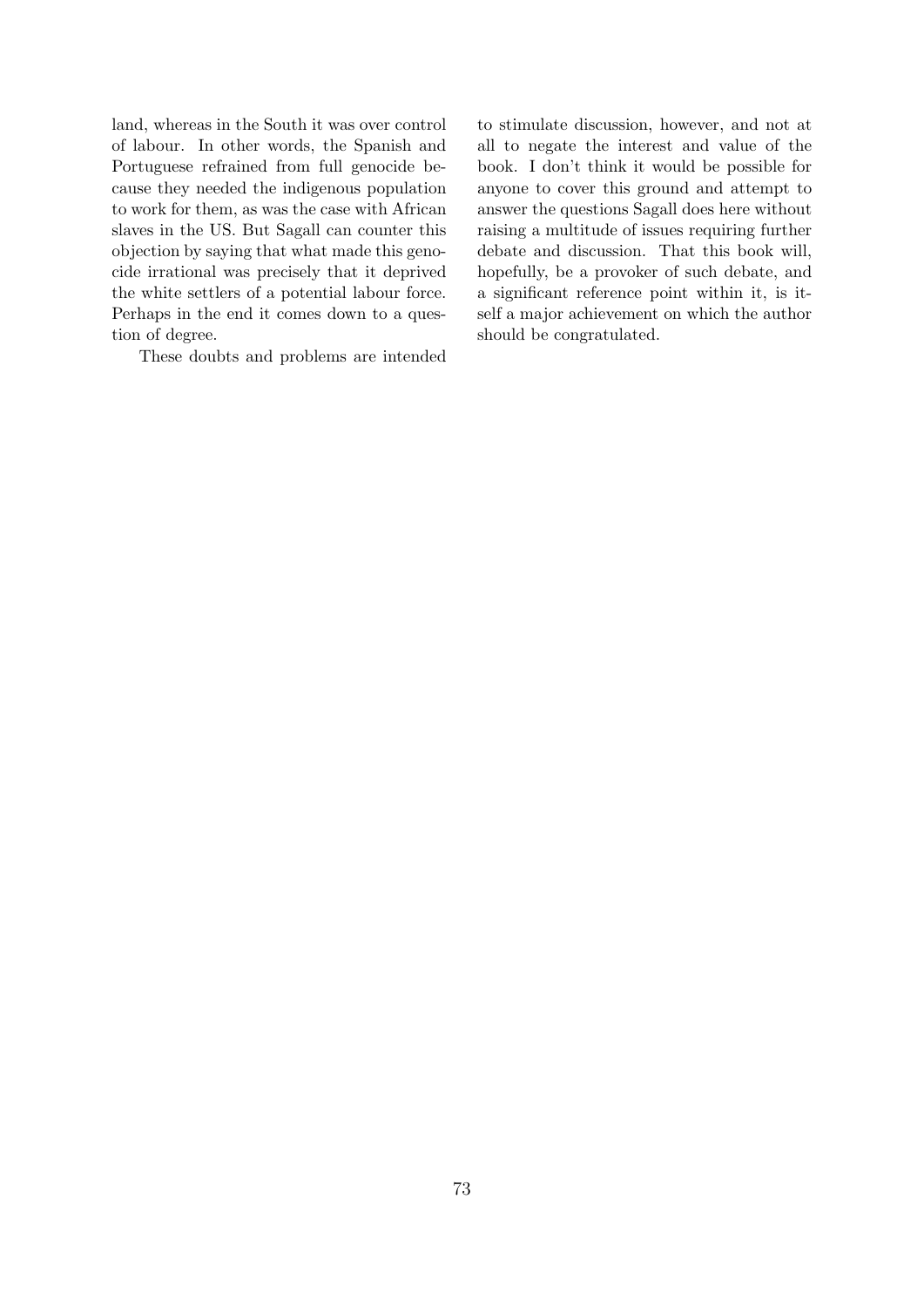land, whereas in the South it was over control of labour. In other words, the Spanish and Portuguese refrained from full genocide because they needed the indigenous population to work for them, as was the case with African slaves in the US. But Sagall can counter this objection by saying that what made this genocide irrational was precisely that it deprived the white settlers of a potential labour force. Perhaps in the end it comes down to a question of degree.

These doubts and problems are intended to stimulate discussion, however, and not at all to negate the interest and value of the book. I don't think it would be possible for anyone to cover this ground and attempt to answer the questions Sagall does here without raising a multitude of issues requiring further debate and discussion. That this book will, hopefully, be a provoker of such debate, and a significant reference point within it, is itself a major achievement on which the author should be congratulated.